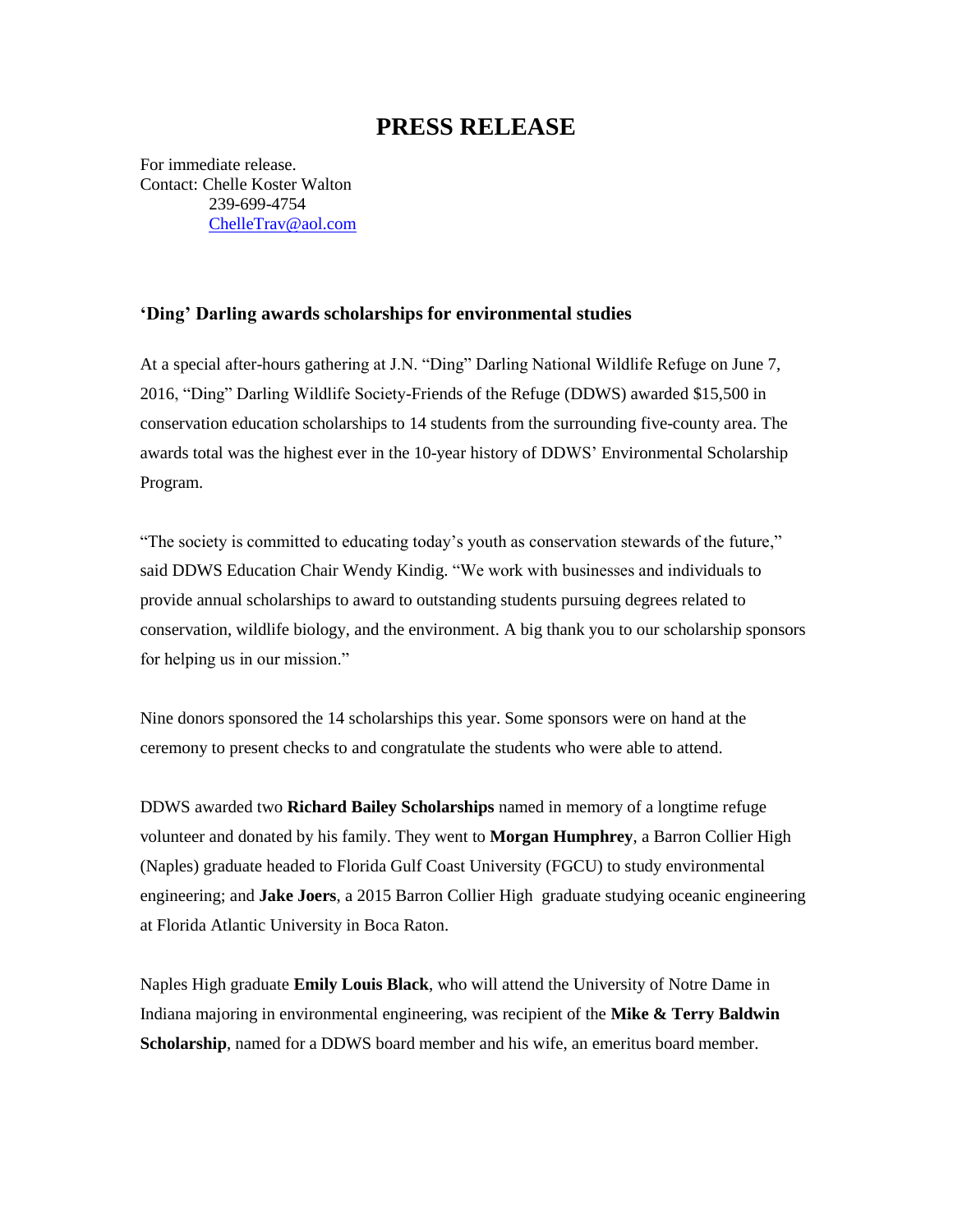# PRESS RELEASE

For immediate release.
Contact: Chelle Koster Walton
239-699-4754
ChelleTrav@aol.com

**'Ding' Darling awards scholarships for environmental studies**

At a special after-hours gathering at J.N. "Ding" Darling National Wildlife Refuge on June 7, 2016, "Ding" Darling Wildlife Society-Friends of the Refuge (DDWS) awarded $15,500 in conservation education scholarships to 14 students from the surrounding five-county area. The awards total was the highest ever in the 10-year history of DDWS' Environmental Scholarship Program.

"The society is committed to educating today's youth as conservation stewards of the future," said DDWS Education Chair Wendy Kindig. "We work with businesses and individuals to provide annual scholarships to award to outstanding students pursuing degrees related to conservation, wildlife biology, and the environment. A big thank you to our scholarship sponsors for helping us in our mission."

Nine donors sponsored the 14 scholarships this year. Some sponsors were on hand at the ceremony to present checks to and congratulate the students who were able to attend.

DDWS awarded two **Richard Bailey Scholarships** named in memory of a longtime refuge volunteer and donated by his family. They went to **Morgan Humphrey**, a Barron Collier High (Naples) graduate headed to Florida Gulf Coast University (FGCU) to study environmental engineering; and **Jake Joers**, a 2015 Barron Collier High graduate studying oceanic engineering at Florida Atlantic University in Boca Raton.

Naples High graduate **Emily Louis Black**, who will attend the University of Notre Dame in Indiana majoring in environmental engineering, was recipient of the **Mike & Terry Baldwin Scholarship**, named for a DDWS board member and his wife, an emeritus board member.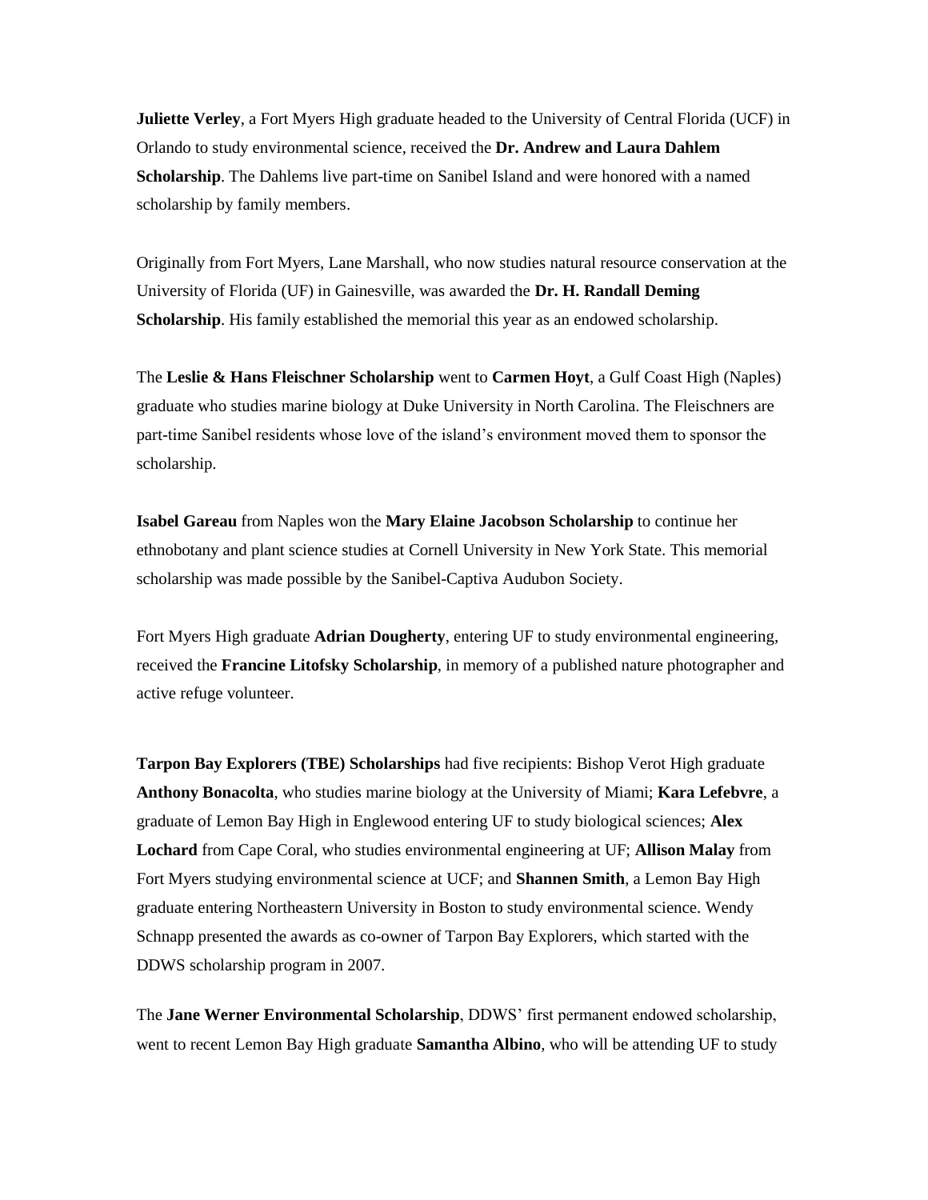**Juliette Verley**, a Fort Myers High graduate headed to the University of Central Florida (UCF) in Orlando to study environmental science, received the **Dr. Andrew and Laura Dahlem Scholarship**. The Dahlems live part-time on Sanibel Island and were honored with a named scholarship by family members.

Originally from Fort Myers, Lane Marshall, who now studies natural resource conservation at the University of Florida (UF) in Gainesville, was awarded the **Dr. H. Randall Deming Scholarship**. His family established the memorial this year as an endowed scholarship.

The **Leslie & Hans Fleischner Scholarship** went to **Carmen Hoyt**, a Gulf Coast High (Naples) graduate who studies marine biology at Duke University in North Carolina. The Fleischners are part-time Sanibel residents whose love of the island's environment moved them to sponsor the scholarship.

**Isabel Gareau** from Naples won the **Mary Elaine Jacobson Scholarship** to continue her ethnobotany and plant science studies at Cornell University in New York State. This memorial scholarship was made possible by the Sanibel-Captiva Audubon Society.

Fort Myers High graduate **Adrian Dougherty**, entering UF to study environmental engineering, received the **Francine Litofsky Scholarship**, in memory of a published nature photographer and active refuge volunteer.

**Tarpon Bay Explorers (TBE) Scholarships** had five recipients: Bishop Verot High graduate **Anthony Bonacolta**, who studies marine biology at the University of Miami; **Kara Lefebvre**, a graduate of Lemon Bay High in Englewood entering UF to study biological sciences; **Alex Lochard** from Cape Coral, who studies environmental engineering at UF; **Allison Malay** from Fort Myers studying environmental science at UCF; and **Shannen Smith**, a Lemon Bay High graduate entering Northeastern University in Boston to study environmental science. Wendy Schnapp presented the awards as co-owner of Tarpon Bay Explorers, which started with the DDWS scholarship program in 2007.

The **Jane Werner Environmental Scholarship**, DDWS' first permanent endowed scholarship, went to recent Lemon Bay High graduate **Samantha Albino**, who will be attending UF to study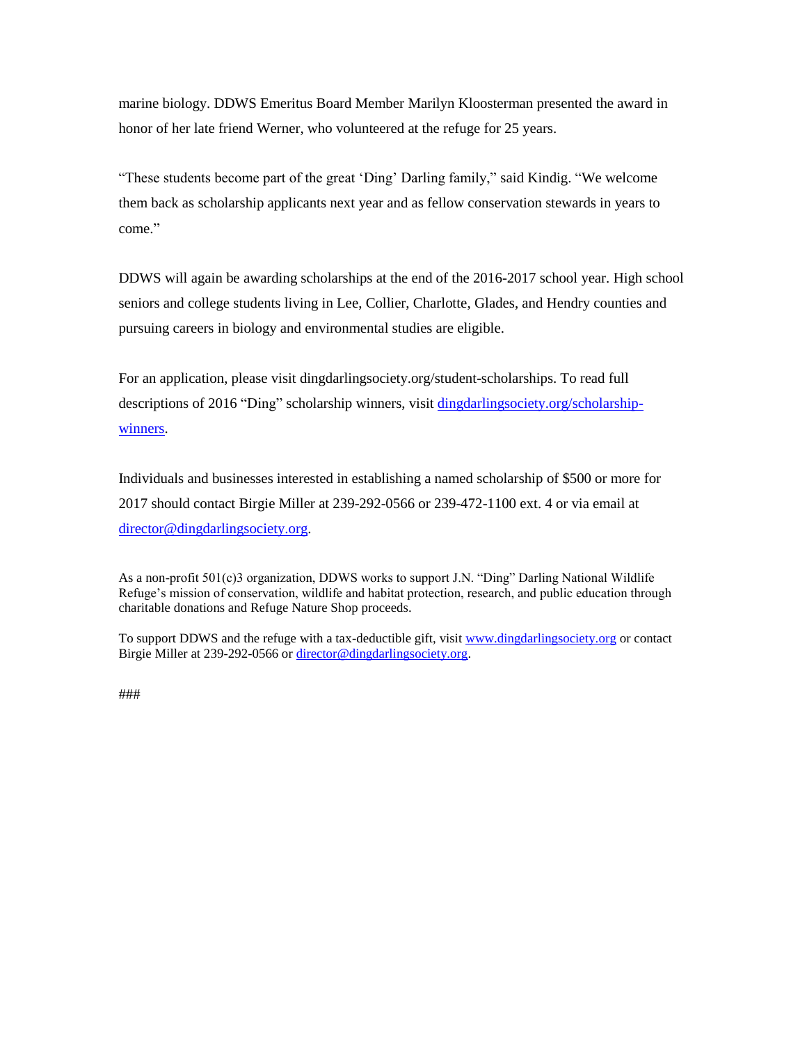marine biology. DDWS Emeritus Board Member Marilyn Kloosterman presented the award in honor of her late friend Werner, who volunteered at the refuge for 25 years.

"These students become part of the great 'Ding' Darling family," said Kindig. "We welcome them back as scholarship applicants next year and as fellow conservation stewards in years to come."

DDWS will again be awarding scholarships at the end of the 2016-2017 school year. High school seniors and college students living in Lee, Collier, Charlotte, Glades, and Hendry counties and pursuing careers in biology and environmental studies are eligible.

For an application, please visit dingdarlingsociety.org/student-scholarships. To read full descriptions of 2016 "Ding" scholarship winners, visit dingdarlingsociety.org/scholarship-winners.

Individuals and businesses interested in establishing a named scholarship of $500 or more for 2017 should contact Birgie Miller at 239-292-0566 or 239-472-1100 ext. 4 or via email at director@dingdarlingsociety.org.

As a non-profit 501(c)3 organization, DDWS works to support J.N. "Ding" Darling National Wildlife Refuge's mission of conservation, wildlife and habitat protection, research, and public education through charitable donations and Refuge Nature Shop proceeds.

To support DDWS and the refuge with a tax-deductible gift, visit www.dingdarlingsociety.org or contact Birgie Miller at 239-292-0566 or director@dingdarlingsociety.org.

###